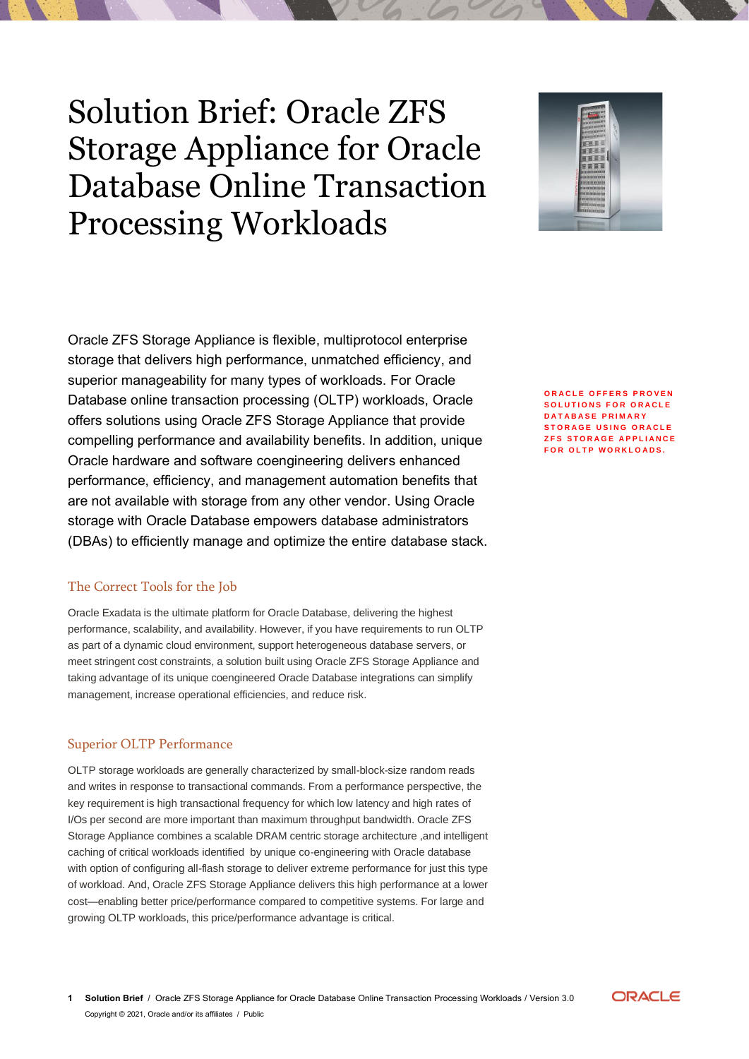# Solution Brief: Oracle ZFS Storage Appliance for Oracle Database Online Transaction Processing Workloads

Oracle ZFS Storage Appliance is flexible, multiprotocol enterprise storage that delivers high performance, unmatched efficiency, and superior manageability for many types of workloads. For Oracle Database online transaction processing (OLTP) workloads, Oracle offers solutions using Oracle ZFS Storage Appliance that provide compelling performance and availability benefits. In addition, unique Oracle hardware and software coengineering delivers enhanced performance, efficiency, and management automation benefits that are not available with storage from any other vendor. Using Oracle storage with Oracle Database empowers database administrators (DBAs) to efficiently manage and optimize the entire database stack.

**ORACLE OFFERS PROVEN SOLUTIONS FOR ORACLE DATABASE PRIMARY STORAGE USING ORACLE ZFS STORAGE APPLIANCE FOR OLTP WORKLOADS.**

## The Correct Tools for the Job

Oracle Exadata is the ultimate platform for Oracle Database, delivering the highest performance, scalability, and availability. However, if you have requirements to run OLTP as part of a dynamic cloud environment, support heterogeneous database servers, or meet stringent cost constraints, a solution built using Oracle ZFS Storage Appliance and taking advantage of its unique coengineered Oracle Database integrations can simplify management, increase operational efficiencies, and reduce risk.

## Superior OLTP Performance

OLTP storage workloads are generally characterized by small-block-size random reads and writes in response to transactional commands. From a performance perspective, the key requirement is high transactional frequency for which low latency and high rates of I/Os per second are more important than maximum throughput bandwidth. Oracle ZFS Storage Appliance combines a scalable DRAM centric storage architecture ,and intelligent caching of critical workloads identified by unique co-engineering with Oracle database with option of configuring all-flash storage to deliver extreme performance for just this type of workload. And, Oracle ZFS Storage Appliance delivers this high performance at a lower cost—enabling better price/performance compared to competitive systems. For large and growing OLTP workloads, this price/performance advantage is critical.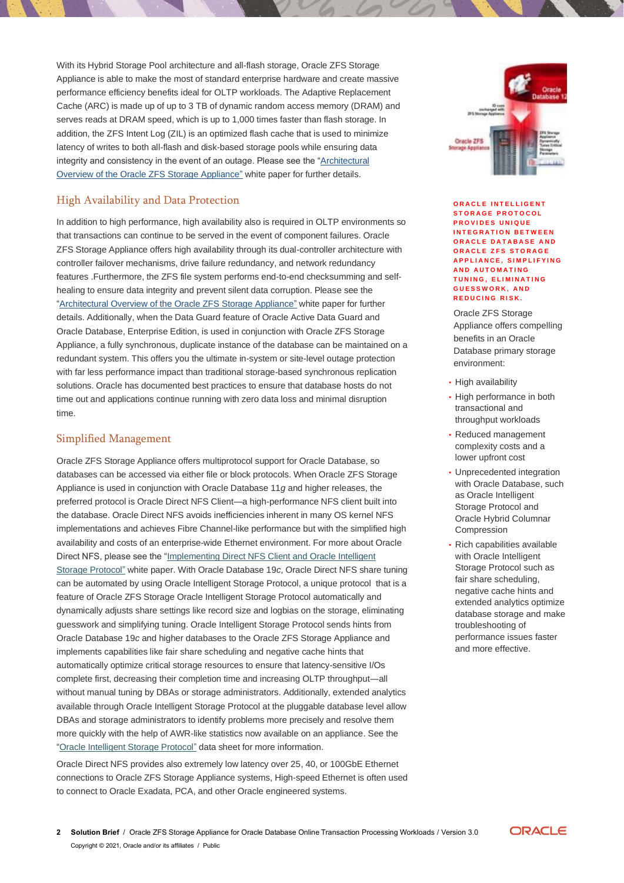With its Hybrid Storage Pool architecture and all-flash storage, Oracle ZFS Storage Appliance is able to make the most of standard enterprise hardware and create massive performance efficiency benefits ideal for OLTP workloads. The Adaptive Replacement Cache (ARC) is made up of up to 3 TB of dynamic random access memory (DRAM) and serves reads at DRAM speed, which is up to 1,000 times faster than flash storage. In addition, the ZFS Intent Log (ZIL) is an optimized flash cache that is used to minimize latency of writes to both all-flash and disk-based storage pools while ensuring data integrity and consistency in the event of an outage. Please see the "Architectural Overview of the Oracle ZFS Storage Appliance" white paper for further details.

## High Availability and Data Protection

In addition to high performance, high availability also is required in OLTP environments so that transactions can continue to be served in the event of component failures. Oracle ZFS Storage Appliance offers high availability through its dual-controller architecture with controller failover mechanisms, drive failure redundancy, and network redundancy features .Furthermore, the ZFS file system performs end-to-end checksumming and self-healing to ensure data integrity and prevent silent data corruption. Please see the "Architectural Overview of the Oracle ZFS Storage Appliance" white paper for further details. Additionally, when the Data Guard feature of Oracle Active Data Guard and Oracle Database, Enterprise Edition, is used in conjunction with Oracle ZFS Storage Appliance, a fully synchronous, duplicate instance of the database can be maintained on a redundant system. This offers you the ultimate in-system or site-level outage protection with far less performance impact than traditional storage-based synchronous replication solutions. Oracle has documented best practices to ensure that database hosts do not time out and applications continue running with zero data loss and minimal disruption time.

## Simplified Management

Oracle ZFS Storage Appliance offers multiprotocol support for Oracle Database, so databases can be accessed via either file or block protocols. When Oracle ZFS Storage Appliance is used in conjunction with Oracle Database 11*g* and higher releases, the preferred protocol is Oracle Direct NFS Client—a high-performance NFS client built into the database. Oracle Direct NFS avoids inefficiencies inherent in many OS kernel NFS implementations and achieves Fibre Channel-like performance but with the simplified high availability and costs of an enterprise-wide Ethernet environment. For more about Oracle Direct NFS, please see the "Implementing Direct NFS Client and Oracle Intelligent Storage Protocol" white paper. With Oracle Database 19*c*, Oracle Direct NFS share tuning can be automated by using Oracle Intelligent Storage Protocol, a unique protocol that is a feature of Oracle ZFS Storage Oracle Intelligent Storage Protocol automatically and dynamically adjusts share settings like record size and logbias on the storage, eliminating guesswork and simplifying tuning. Oracle Intelligent Storage Protocol sends hints from Oracle Database 19*c* and higher databases to the Oracle ZFS Storage Appliance and implements capabilities like fair share scheduling and negative cache hints that automatically optimize critical storage resources to ensure that latency-sensitive I/Os complete first, decreasing their completion time and increasing OLTP throughput—all without manual tuning by DBAs or storage administrators. Additionally, extended analytics available through Oracle Intelligent Storage Protocol at the pluggable database level allow DBAs and storage administrators to identify problems more precisely and resolve them more quickly with the help of AWR-like statistics now available on an appliance. See the "Oracle Intelligent Storage Protocol" data sheet for more information.

Oracle Direct NFS provides also extremely low latency over 25, 40, or 100GbE Ethernet connections to Oracle ZFS Storage Appliance systems, High-speed Ethernet is often used to connect to Oracle Exadata, PCA, and other Oracle engineered systems.

**ORACLE INTELLIGENT STORAGE PROTOCOL PROVIDES UNIQUE INTEGRATION BETWEEN ORACLE DATABASE AND ORACLE ZFS STORAGE APPLIANCE, SIMPLIFYING AND AUTOMATING TUNING, ELIMINATING GUESSWORK, AND REDUCING RISK.**

Oracle ZFS Storage Appliance offers compelling benefits in an Oracle Database primary storage environment:

- High availability
- High performance in both transactional and throughput workloads
- Reduced management complexity costs and a lower upfront cost
- Unprecedented integration with Oracle Database, such as Oracle Intelligent Storage Protocol and Oracle Hybrid Columnar Compression
- Rich capabilities available with Oracle Intelligent Storage Protocol such as fair share scheduling, negative cache hints and extended analytics optimize database storage and make troubleshooting of performance issues faster and more effective.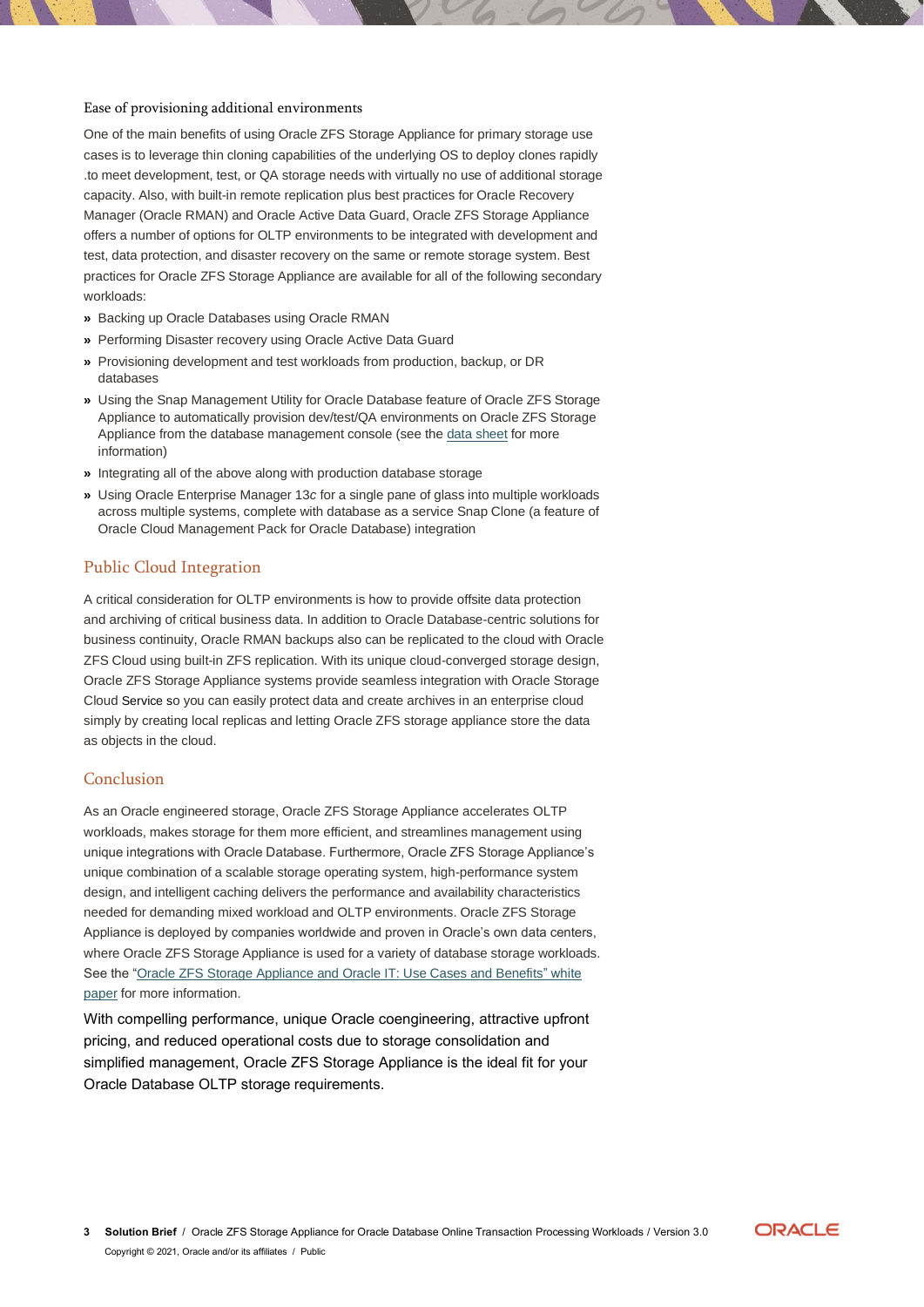### Ease of provisioning additional environments

One of the main benefits of using Oracle ZFS Storage Appliance for primary storage use cases is to leverage thin cloning capabilities of the underlying OS to deploy clones rapidly .to meet development, test, or QA storage needs with virtually no use of additional storage capacity. Also, with built-in remote replication plus best practices for Oracle Recovery Manager (Oracle RMAN) and Oracle Active Data Guard, Oracle ZFS Storage Appliance offers a number of options for OLTP environments to be integrated with development and test, data protection, and disaster recovery on the same or remote storage system. Best practices for Oracle ZFS Storage Appliance are available for all of the following secondary workloads:

- Backing up Oracle Databases using Oracle RMAN
- Performing Disaster recovery using Oracle Active Data Guard
- Provisioning development and test workloads from production, backup, or DR databases
- Using the Snap Management Utility for Oracle Database feature of Oracle ZFS Storage Appliance to automatically provision dev/test/QA environments on Oracle ZFS Storage Appliance from the database management console (see the data sheet for more information)
- Integrating all of the above along with production database storage
- Using Oracle Enterprise Manager 13*c* for a single pane of glass into multiple workloads across multiple systems, complete with database as a service Snap Clone (a feature of Oracle Cloud Management Pack for Oracle Database) integration

## Public Cloud Integration

A critical consideration for OLTP environments is how to provide offsite data protection and archiving of critical business data. In addition to Oracle Database-centric solutions for business continuity, Oracle RMAN backups also can be replicated to the cloud with Oracle ZFS Cloud using built-in ZFS replication. With its unique cloud-converged storage design, Oracle ZFS Storage Appliance systems provide seamless integration with Oracle Storage Cloud Service so you can easily protect data and create archives in an enterprise cloud simply by creating local replicas and letting Oracle ZFS storage appliance store the data as objects in the cloud.

## Conclusion

As an Oracle engineered storage, Oracle ZFS Storage Appliance accelerates OLTP workloads, makes storage for them more efficient, and streamlines management using unique integrations with Oracle Database. Furthermore, Oracle ZFS Storage Appliance's unique combination of a scalable storage operating system, high-performance system design, and intelligent caching delivers the performance and availability characteristics needed for demanding mixed workload and OLTP environments. Oracle ZFS Storage Appliance is deployed by companies worldwide and proven in Oracle's own data centers, where Oracle ZFS Storage Appliance is used for a variety of database storage workloads. See the "Oracle ZFS Storage Appliance and Oracle IT: Use Cases and Benefits" white paper for more information.

With compelling performance, unique Oracle coengineering, attractive upfront pricing, and reduced operational costs due to storage consolidation and simplified management, Oracle ZFS Storage Appliance is the ideal fit for your Oracle Database OLTP storage requirements.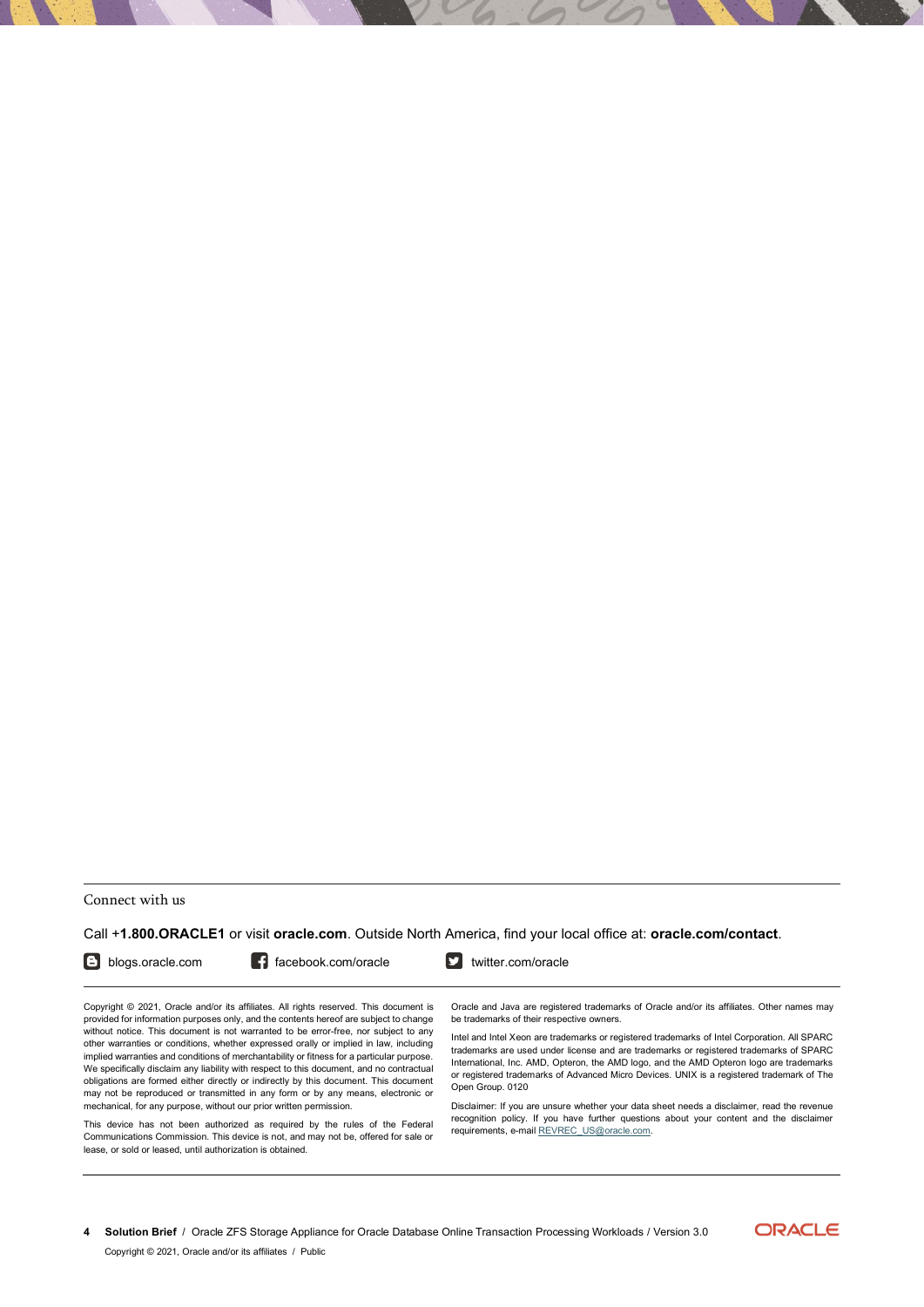Connect with us

Call +**1.800.ORACLE1** or visit **oracle.com**. Outside North America, find your local office at: **oracle.com/contact**.

blogs.oracle.com    facebook.com/oracle    twitter.com/oracle

Copyright © 2021, Oracle and/or its affiliates. All rights reserved. This document is provided for information purposes only, and the contents hereof are subject to change without notice. This document is not warranted to be error-free, nor subject to any other warranties or conditions, whether expressed orally or implied in law, including implied warranties and conditions of merchantability or fitness for a particular purpose. We specifically disclaim any liability with respect to this document, and no contractual obligations are formed either directly or indirectly by this document. This document may not be reproduced or transmitted in any form or by any means, electronic or mechanical, for any purpose, without our prior written permission.

This device has not been authorized as required by the rules of the Federal Communications Commission. This device is not, and may not be, offered for sale or lease, or sold or leased, until authorization is obtained.

Oracle and Java are registered trademarks of Oracle and/or its affiliates. Other names may be trademarks of their respective owners.

Intel and Intel Xeon are trademarks or registered trademarks of Intel Corporation. All SPARC trademarks are used under license and are trademarks or registered trademarks of SPARC International, Inc. AMD, Opteron, the AMD logo, and the AMD Opteron logo are trademarks or registered trademarks of Advanced Micro Devices. UNIX is a registered trademark of The Open Group. 0120

Disclaimer: If you are unsure whether your data sheet needs a disclaimer, read the revenue recognition policy. If you have further questions about your content and the disclaimer requirements, e-mail REVREC_US@oracle.com.